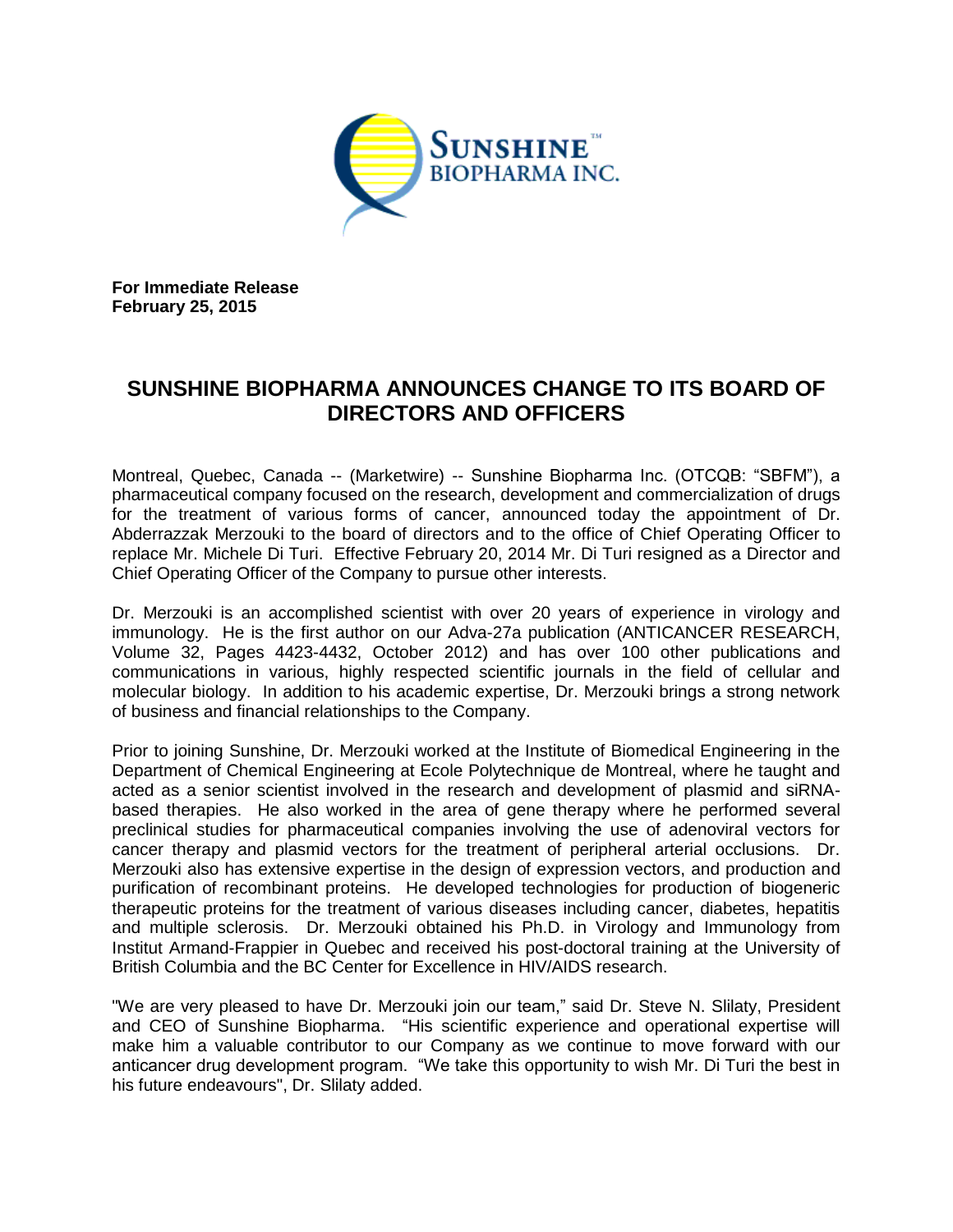**For Immediate Release**
**February 25, 2015**

# SUNSHINE BIOPHARMA ANNOUNCES CHANGE TO ITS BOARD OF DIRECTORS AND OFFICERS

Montreal, Quebec, Canada -- (Marketwire) -- Sunshine Biopharma Inc. (OTCQB: "SBFM"), a pharmaceutical company focused on the research, development and commercialization of drugs for the treatment of various forms of cancer, announced today the appointment of Dr. Abderrazzak Merzouki to the board of directors and to the office of Chief Operating Officer to replace Mr. Michele Di Turi. Effective February 20, 2014 Mr. Di Turi resigned as a Director and Chief Operating Officer of the Company to pursue other interests.

Dr. Merzouki is an accomplished scientist with over 20 years of experience in virology and immunology. He is the first author on our Adva-27a publication (ANTICANCER RESEARCH, Volume 32, Pages 4423-4432, October 2012) and has over 100 other publications and communications in various, highly respected scientific journals in the field of cellular and molecular biology. In addition to his academic expertise, Dr. Merzouki brings a strong network of business and financial relationships to the Company.

Prior to joining Sunshine, Dr. Merzouki worked at the Institute of Biomedical Engineering in the Department of Chemical Engineering at Ecole Polytechnique de Montreal, where he taught and acted as a senior scientist involved in the research and development of plasmid and siRNA-based therapies. He also worked in the area of gene therapy where he performed several preclinical studies for pharmaceutical companies involving the use of adenoviral vectors for cancer therapy and plasmid vectors for the treatment of peripheral arterial occlusions. Dr. Merzouki also has extensive expertise in the design of expression vectors, and production and purification of recombinant proteins. He developed technologies for production of biogeneric therapeutic proteins for the treatment of various diseases including cancer, diabetes, hepatitis and multiple sclerosis. Dr. Merzouki obtained his Ph.D. in Virology and Immunology from Institut Armand-Frappier in Quebec and received his post-doctoral training at the University of British Columbia and the BC Center for Excellence in HIV/AIDS research.

"We are very pleased to have Dr. Merzouki join our team," said Dr. Steve N. Slilaty, President and CEO of Sunshine Biopharma. "His scientific experience and operational expertise will make him a valuable contributor to our Company as we continue to move forward with our anticancer drug development program. "We take this opportunity to wish Mr. Di Turi the best in his future endeavours", Dr. Slilaty added.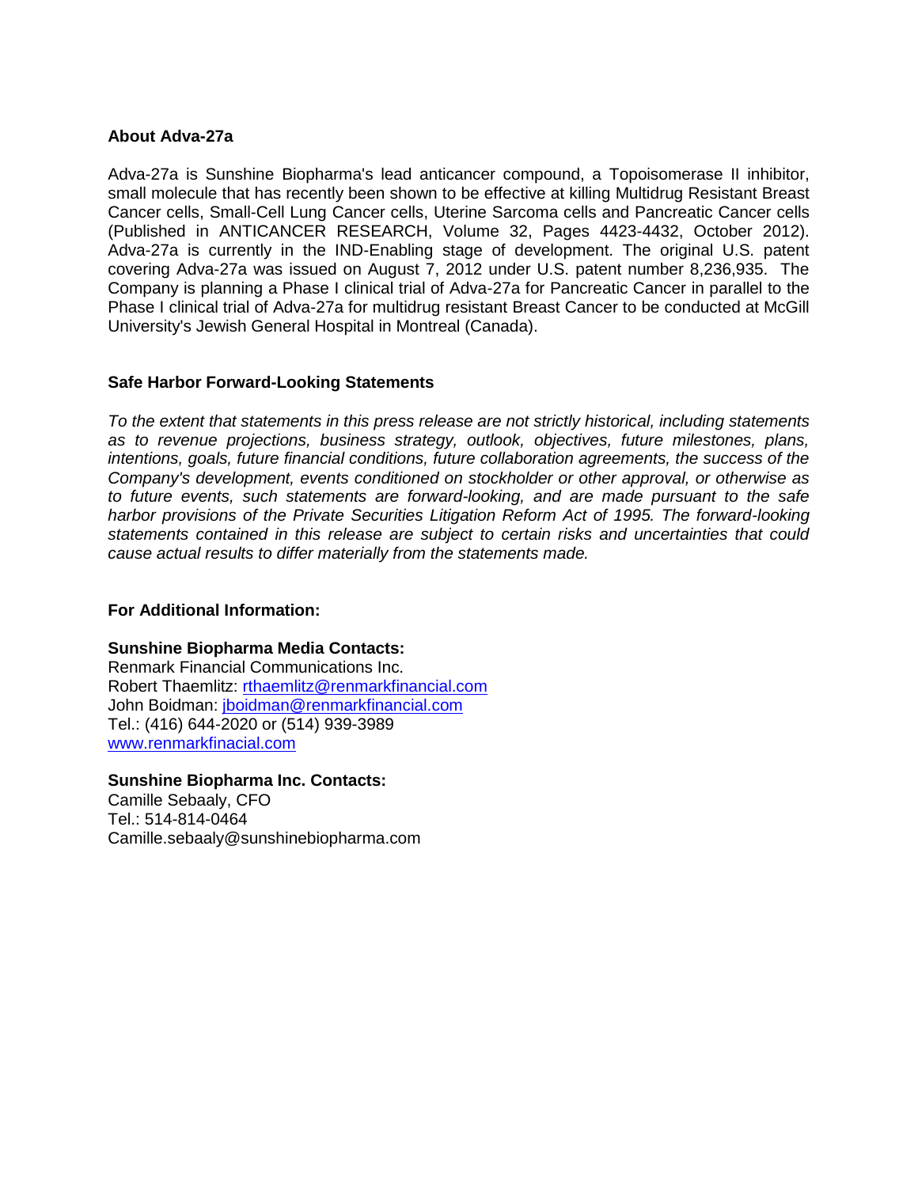**About Adva-27a**

Adva-27a is Sunshine Biopharma's lead anticancer compound, a Topoisomerase II inhibitor, small molecule that has recently been shown to be effective at killing Multidrug Resistant Breast Cancer cells, Small-Cell Lung Cancer cells, Uterine Sarcoma cells and Pancreatic Cancer cells (Published in ANTICANCER RESEARCH, Volume 32, Pages 4423-4432, October 2012). Adva-27a is currently in the IND-Enabling stage of development. The original U.S. patent covering Adva-27a was issued on August 7, 2012 under U.S. patent number 8,236,935. The Company is planning a Phase I clinical trial of Adva-27a for Pancreatic Cancer in parallel to the Phase I clinical trial of Adva-27a for multidrug resistant Breast Cancer to be conducted at McGill University's Jewish General Hospital in Montreal (Canada).

**Safe Harbor Forward-Looking Statements**

*To the extent that statements in this press release are not strictly historical, including statements as to revenue projections, business strategy, outlook, objectives, future milestones, plans, intentions, goals, future financial conditions, future collaboration agreements, the success of the Company's development, events conditioned on stockholder or other approval, or otherwise as to future events, such statements are forward-looking, and are made pursuant to the safe harbor provisions of the Private Securities Litigation Reform Act of 1995. The forward-looking statements contained in this release are subject to certain risks and uncertainties that could cause actual results to differ materially from the statements made.*

**For Additional Information:**

**Sunshine Biopharma Media Contacts:**
Renmark Financial Communications Inc.
Robert Thaemlitz: rthaemlitz@renmarkfinancial.com
John Boidman: jboidman@renmarkfinancial.com
Tel.: (416) 644-2020 or (514) 939-3989
www.renmarkfinacial.com

**Sunshine Biopharma Inc. Contacts:**
Camille Sebaaly, CFO
Tel.: 514-814-0464
Camille.sebaaly@sunshinebiopharma.com